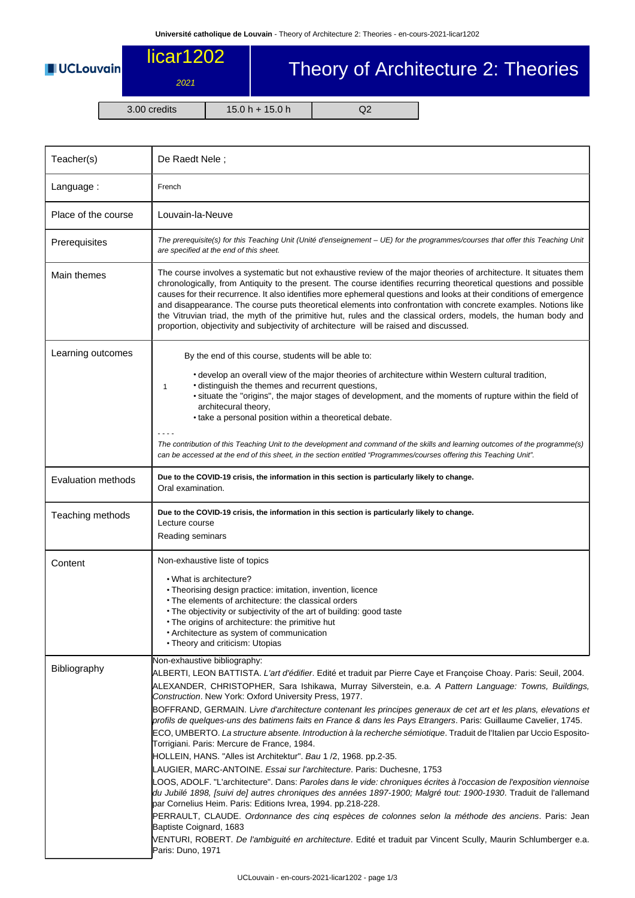# licar1202 — Theory of Architecture 2: Theories

*2021*

| 3.00 credits | 15.0 h + 15.0 h | Q2 |
|---|---|---|

| | |
|---|---|
| Teacher(s) | De Raedt Nele ; |
| Language : | French |
| Place of the course | Louvain-la-Neuve |
| Prerequisites | *The prerequisite(s) for this Teaching Unit (Unité d'enseignement – UE) for the programmes/courses that offer this Teaching Unit are specified at the end of this sheet.* |
| Main themes | The course involves a systematic but not exhaustive review of the major theories of architecture. It situates them chronologically, from Antiquity to the present. The course identifies recurring theoretical questions and possible causes for their recurrence. It also identifies more ephemeral questions and looks at their conditions of emergence and disappearance. The course puts theoretical elements into confrontation with concrete examples. Notions like the Vitruvian triad, the myth of the primitive hut, rules and the classical orders, models, the human body and proportion, objectivity and subjectivity of architecture will be raised and discussed. |
| Learning outcomes | By the end of this course, students will be able to: 1 • develop an overall view of the major theories of architecture within Western cultural tradition, • distinguish the themes and recurrent questions, • situate the "origins", the major stages of development, and the moments of rupture within the field of architecural theory, • take a personal position within a theoretical debate. ---- *The contribution of this Teaching Unit to the development and command of the skills and learning outcomes of the programme(s) can be accessed at the end of this sheet, in the section entitled "Programmes/courses offering this Teaching Unit".* |
| Evaluation methods | **Due to the COVID-19 crisis, the information in this section is particularly likely to change.** Oral examination. |
| Teaching methods | **Due to the COVID-19 crisis, the information in this section is particularly likely to change.** Lecture course Reading seminars |
| Content | Non-exhaustive liste of topics • What is architecture? • Theorising design practice: imitation, invention, licence • The elements of architecture: the classical orders • The objectivity or subjectivity of the art of building: good taste • The origins of architecture: the primitive hut • Architecture as system of communication • Theory and criticism: Utopias |
| Bibliography | Non-exhaustive bibliography: ALBERTI, LEON BATTISTA. *L'art d'édifier*. Edité et traduit par Pierre Caye et Françoise Choay. Paris: Seuil, 2004. ALEXANDER, CHRISTOPHER, Sara Ishikawa, Murray Silverstein, e.a. *A Pattern Language: Towns, Buildings, Construction*. New York: Oxford University Press, 1977. BOFFRAND, GERMAIN. *Livre d'architecture contenant les principes generaux de cet art et les plans, elevations et profils de quelques-uns des batimens faits en France & dans les Pays Etrangers*. Paris: Guillaume Cavelier, 1745. ECO, UMBERTO. *La structure absente. Introduction à la recherche sémiotique*. Traduit de l'Italien par Uccio Esposito-Torrigiani. Paris: Mercure de France, 1984. HOLLEIN, HANS. "Alles ist Architektur". *Bau* 1 /2, 1968. pp.2-35. LAUGIER, MARC-ANTOINE. *Essai sur l'architecture*. Paris: Duchesne, 1753 LOOS, ADOLF. "L'architecture". Dans: *Paroles dans le vide: chroniques écrites à l'occasion de l'exposition viennoise du Jubilé 1898, [suivi de] autres chroniques des années 1897-1900; Malgré tout: 1900-1930*. Traduit de l'allemand par Cornelius Heim. Paris: Editions Ivrea, 1994. pp.218-228. PERRAULT, CLAUDE. *Ordonnance des cinq espèces de colonnes selon la méthode des anciens*. Paris: Jean Baptiste Coignard, 1683 VENTURI, ROBERT. *De l'ambiguité en architecture*. Edité et traduit par Vincent Scully, Maurin Schlumberger e.a. Paris: Duno, 1971 |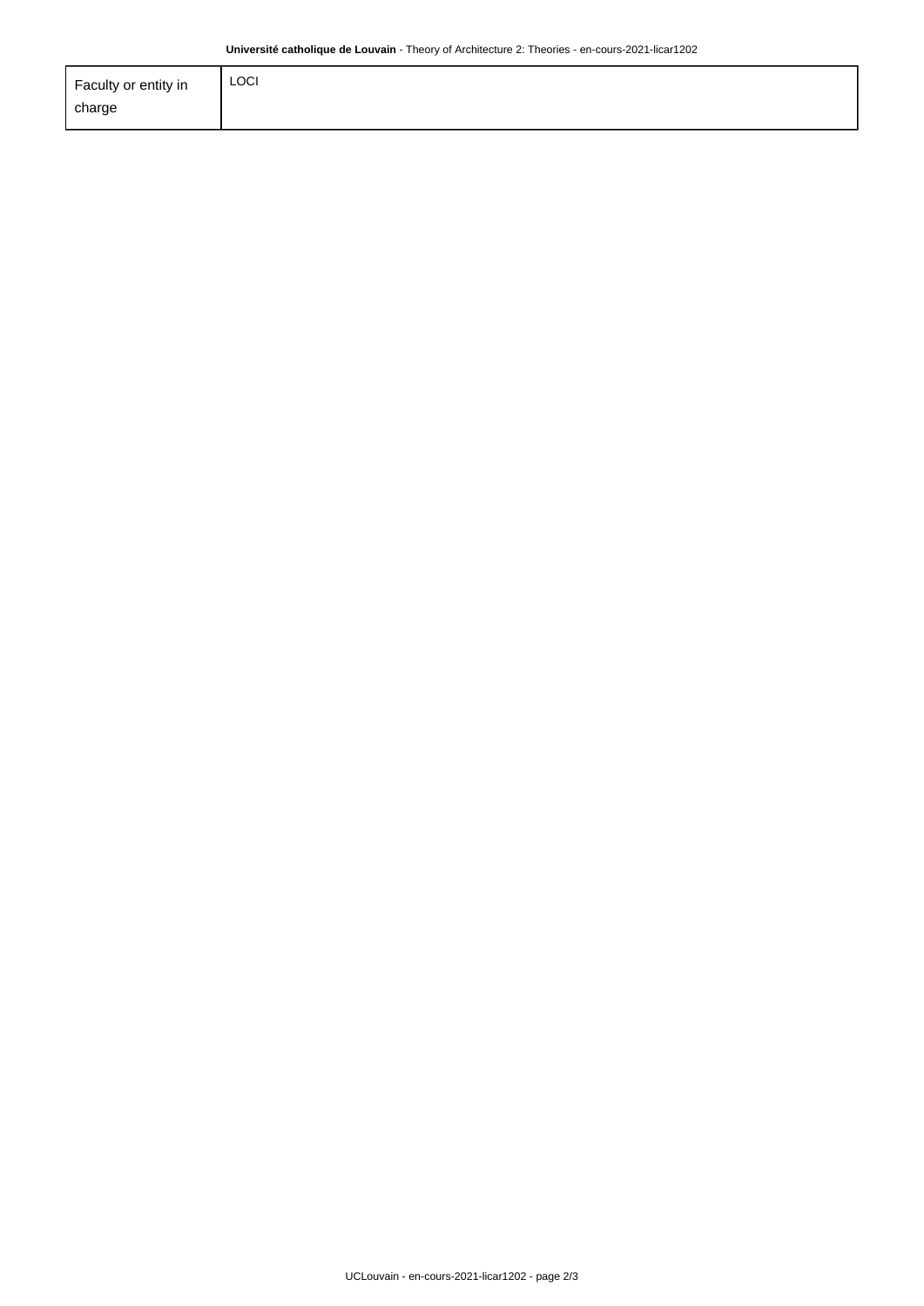| Faculty or entity in charge | LOCI |
| --- | --- |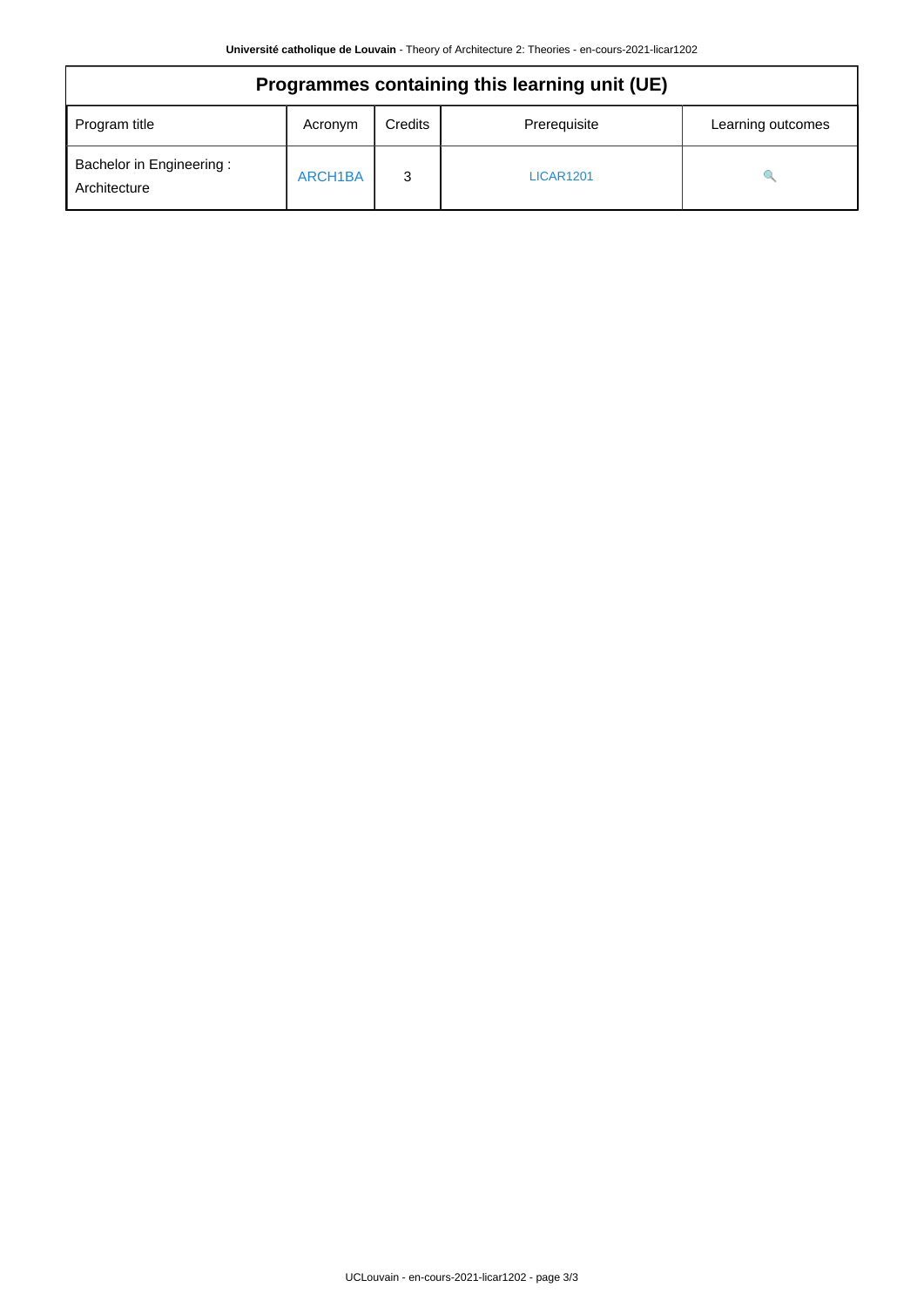## Programmes containing this learning unit (UE)

| Program title | Acronym | Credits | Prerequisite | Learning outcomes |
|---|---|---|---|---|
| Bachelor in Engineering : Architecture | ARCH1BA | 3 | LICAR1201 | 🔍 |